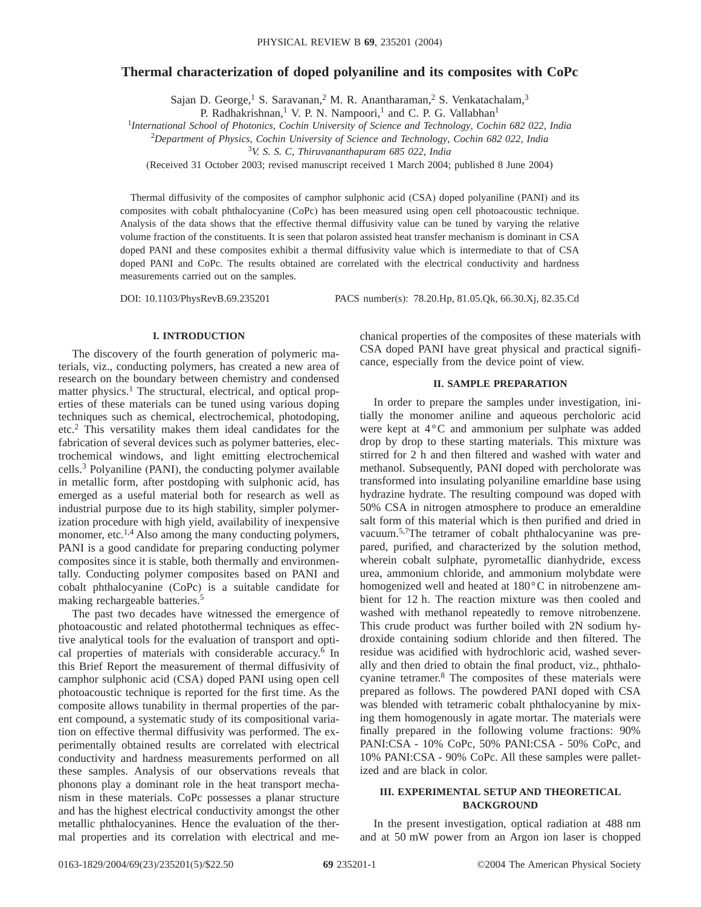# Thermal characterization of doped polyaniline and its composites with CoPc

Sajan D. George,[1] S. Saravanan,[2] M. R. Anantharaman,[2] S. Venkatachalam,[3] P. Radhakrishnan,[1] V. P. N. Nampoori,[1] and C. P. G. Vallabhan[1]

[1]*International School of Photonics, Cochin University of Science and Technology, Cochin 682 022, India*

[2]*Department of Physics, Cochin University of Science and Technology, Cochin 682 022, India*

[3]*V. S. S. C, Thiruvananthapuram 685 022, India*

(Received 31 October 2003; revised manuscript received 1 March 2004; published 8 June 2004)

Thermal diffusivity of the composites of camphor sulphonic acid (CSA) doped polyaniline (PANI) and its composites with cobalt phthalocyanine (CoPc) has been measured using open cell photoacoustic technique. Analysis of the data shows that the effective thermal diffusivity value can be tuned by varying the relative volume fraction of the constituents. It is seen that polaron assisted heat transfer mechanism is dominant in CSA doped PANI and these composites exhibit a thermal diffusivity value which is intermediate to that of CSA doped PANI and CoPc. The results obtained are correlated with the electrical conductivity and hardness measurements carried out on the samples.

DOI: 10.1103/PhysRevB.69.235201 PACS number(s): 78.20.Hp, 81.05.Qk, 66.30.Xj, 82.35.Cd

## I. INTRODUCTION

The discovery of the fourth generation of polymeric materials, viz., conducting polymers, has created a new area of research on the boundary between chemistry and condensed matter physics.[1] The structural, electrical, and optical properties of these materials can be tuned using various doping techniques such as chemical, electrochemical, photodoping, etc.[2] This versatility makes them ideal candidates for the fabrication of several devices such as polymer batteries, electrochemical windows, and light emitting electrochemical cells.[3] Polyaniline (PANI), the conducting polymer available in metallic form, after postdoping with sulphonic acid, has emerged as a useful material both for research as well as industrial purpose due to its high stability, simpler polymerization procedure with high yield, availability of inexpensive monomer, etc.[1,4] Also among the many conducting polymers, PANI is a good candidate for preparing conducting polymer composites since it is stable, both thermally and environmentally. Conducting polymer composites based on PANI and cobalt phthalocyanine (CoPc) is a suitable candidate for making rechargeable batteries.[5]

The past two decades have witnessed the emergence of photoacoustic and related photothermal techniques as effective analytical tools for the evaluation of transport and optical properties of materials with considerable accuracy.[6] In this Brief Report the measurement of thermal diffusivity of camphor sulphonic acid (CSA) doped PANI using open cell photoacoustic technique is reported for the first time. As the composite allows tunability in thermal properties of the parent compound, a systematic study of its compositional variation on effective thermal diffusivity was performed. The experimentally obtained results are correlated with electrical conductivity and hardness measurements performed on all these samples. Analysis of our observations reveals that phonons play a dominant role in the heat transport mechanism in these materials. CoPc possesses a planar structure and has the highest electrical conductivity amongst the other metallic phthalocyanines. Hence the evaluation of the thermal properties and its correlation with electrical and mechanical properties of the composites of these materials with CSA doped PANI have great physical and practical significance, especially from the device point of view.

## II. SAMPLE PREPARATION

In order to prepare the samples under investigation, initially the monomer aniline and aqueous percholoric acid were kept at 4 °C and ammonium per sulphate was added drop by drop to these starting materials. This mixture was stirred for 2 h and then filtered and washed with water and methanol. Subsequently, PANI doped with percholorate was transformed into insulating polyaniline emarldine base using hydrazine hydrate. The resulting compound was doped with 50% CSA in nitrogen atmosphere to produce an emeraldine salt form of this material which is then purified and dried in vacuum.[5,7] The tetramer of cobalt phthalocyanine was prepared, purified, and characterized by the solution method, wherein cobalt sulphate, pyrometallic dianhydride, excess urea, ammonium chloride, and ammonium molybdate were homogenized well and heated at 180 °C in nitrobenzene ambient for 12 h. The reaction mixture was then cooled and washed with methanol repeatedly to remove nitrobenzene. This crude product was further boiled with 2N sodium hydroxide containing sodium chloride and then filtered. The residue was acidified with hydrochloric acid, washed severally and then dried to obtain the final product, viz., phthalocyanine tetramer.[8] The composites of these materials were prepared as follows. The powdered PANI doped with CSA was blended with tetrameric cobalt phthalocyanine by mixing them homogenously in agate mortar. The materials were finally prepared in the following volume fractions: 90% PANI:CSA - 10% CoPc, 50% PANI:CSA - 50% CoPc, and 10% PANI:CSA - 90% CoPc. All these samples were palletized and are black in color.

## III. EXPERIMENTAL SETUP AND THEORETICAL BACKGROUND

In the present investigation, optical radiation at 488 nm and at 50 mW power from an Argon ion laser is chopped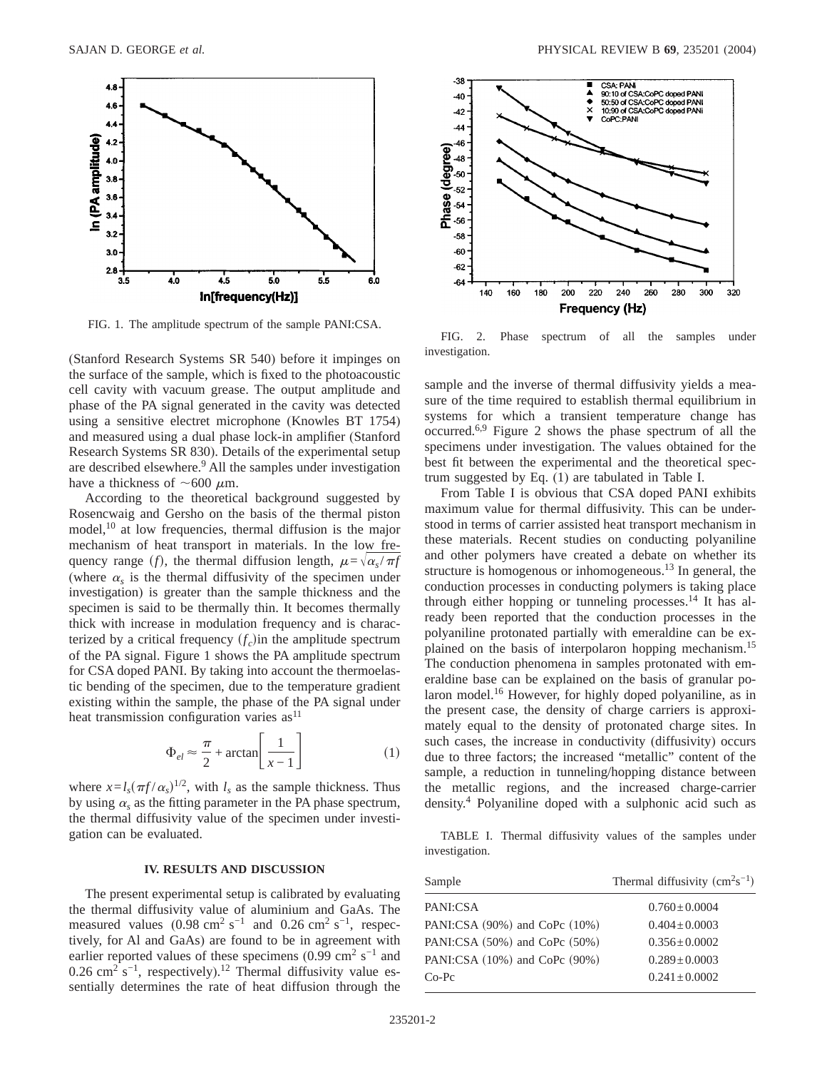FIG. 1. The amplitude spectrum of the sample PANI:CSA.

(Stanford Research Systems SR 540) before it impinges on the surface of the sample, which is fixed to the photoacoustic cell cavity with vacuum grease. The output amplitude and phase of the PA signal generated in the cavity was detected using a sensitive electret microphone (Knowles BT 1754) and measured using a dual phase lock-in amplifier (Stanford Research Systems SR 830). Details of the experimental setup are described elsewhere.[9] All the samples under investigation have a thickness of ~600 $\mu$m.

According to the theoretical background suggested by Rosencwaig and Gersho on the basis of the thermal piston model,[10] at low frequencies, thermal diffusion is the major mechanism of heat transport in materials. In the low frequency range ($f$), the thermal diffusion length, $\mu=\sqrt{\alpha_s/\pi f}$ (where $\alpha_s$ is the thermal diffusivity of the specimen under investigation) is greater than the sample thickness and the specimen is said to be thermally thin. It becomes thermally thick with increase in modulation frequency and is characterized by a critical frequency ($f_c$) in the amplitude spectrum of the PA signal. Figure 1 shows the PA amplitude spectrum for CSA doped PANI. By taking into account the thermoelastic bending of the specimen, due to the temperature gradient existing within the sample, the phase of the PA signal under heat transmission configuration varies as[11]

$$\Phi_{el} \approx \frac{\pi}{2} + \arctan\left[\frac{1}{x-1}\right] \tag{1}$$

where $x=l_s(\pi f/\alpha_s)^{1/2}$, with $l_s$ as the sample thickness. Thus by using $\alpha_s$ as the fitting parameter in the PA phase spectrum, the thermal diffusivity value of the specimen under investigation can be evaluated.

## IV. RESULTS AND DISCUSSION

The present experimental setup is calibrated by evaluating the thermal diffusivity value of aluminium and GaAs. The measured values (0.98 $cm^2\,s^{-1}$ and 0.26 $cm^2\,s^{-1}$, respectively, for Al and GaAs) are found to be in agreement with earlier reported values of these specimens (0.99 $cm^2\,s^{-1}$ and 0.26 $cm^2\,s^{-1}$, respectively).[12] Thermal diffusivity value essentially determines the rate of heat diffusion through the sample and the inverse of thermal diffusivity yields a measure of the time required to establish thermal equilibrium in systems for which a transient temperature change has occurred.[6,9] Figure 2 shows the phase spectrum of all the specimens under investigation. The values obtained for the best fit between the experimental and the theoretical spectrum suggested by Eq. (1) are tabulated in Table I.

FIG. 2. Phase spectrum of all the samples under investigation.

From Table I is obvious that CSA doped PANI exhibits maximum value for thermal diffusivity. This can be understood in terms of carrier assisted heat transport mechanism in these materials. Recent studies on conducting polyaniline and other polymers have created a debate on whether its structure is homogenous or inhomogeneous.[13] In general, the conduction processes in conducting polymers is taking place through either hopping or tunneling processes.[14] It has already been reported that the conduction processes in the polyaniline protonated partially with emeraldine can be explained on the basis of interpolaron hopping mechanism.[15] The conduction phenomena in samples protonated with emeraldine base can be explained on the basis of granular polaron model.[16] However, for highly doped polyaniline, as in the present case, the density of charge carriers is approximately equal to the density of protonated charge sites. In such cases, the increase in conductivity (diffusivity) occurs due to three factors; the increased "metallic" content of the sample, a reduction in tunneling/hopping distance between the metallic regions, and the increased charge-carrier density.[4] Polyaniline doped with a sulphonic acid such as

TABLE I. Thermal diffusivity values of the samples under investigation.

| Sample | Thermal diffusivity ($cm^2 s^{-1}$) |
| --- | --- |
| PANI:CSA | $0.760 \pm 0.0004$ |
| PANI:CSA (90%) and CoPc (10%) | $0.404 \pm 0.0003$ |
| PANI:CSA (50%) and CoPc (50%) | $0.356 \pm 0.0002$ |
| PANI:CSA (10%) and CoPc (90%) | $0.289 \pm 0.0003$ |
| Co-Pc | $0.241 \pm 0.0002$ |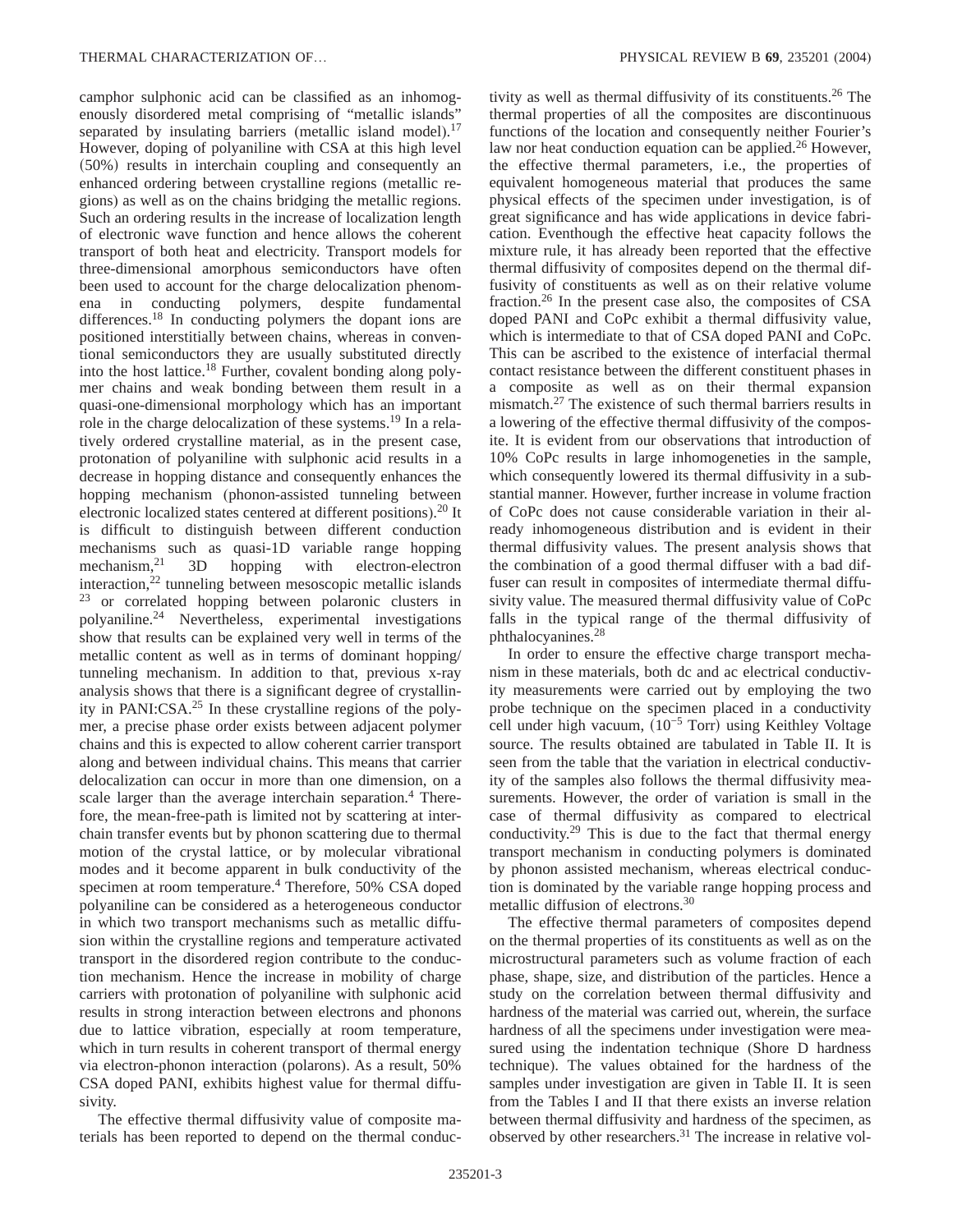camphor sulphonic acid can be classified as an inhomogenously disordered metal comprising of "metallic islands" separated by insulating barriers (metallic island model).[17] However, doping of polyaniline with CSA at this high level (50%) results in interchain coupling and consequently an enhanced ordering between crystalline regions (metallic regions) as well as on the chains bridging the metallic regions. Such an ordering results in the increase of localization length of electronic wave function and hence allows the coherent transport of both heat and electricity. Transport models for three-dimensional amorphous semiconductors have often been used to account for the charge delocalization phenomena in conducting polymers, despite fundamental differences.[18] In conducting polymers the dopant ions are positioned interstitially between chains, whereas in conventional semiconductors they are usually substituted directly into the host lattice.[18] Further, covalent bonding along polymer chains and weak bonding between them result in a quasi-one-dimensional morphology which has an important role in the charge delocalization of these systems.[19] In a relatively ordered crystalline material, as in the present case, protonation of polyaniline with sulphonic acid results in a decrease in hopping distance and consequently enhances the hopping mechanism (phonon-assisted tunneling between electronic localized states centered at different positions).[20] It is difficult to distinguish between different conduction mechanisms such as quasi-1D variable range hopping mechanism,[21] 3D hopping with electron-electron interaction,[22] tunneling between mesoscopic metallic islands [23] or correlated hopping between polaronic clusters in polyaniline.[24] Nevertheless, experimental investigations show that results can be explained very well in terms of the metallic content as well as in terms of dominant hopping/tunneling mechanism. In addition to that, previous x-ray analysis shows that there is a significant degree of crystallinity in PANI:CSA.[25] In these crystalline regions of the polymer, a precise phase order exists between adjacent polymer chains and this is expected to allow coherent carrier transport along and between individual chains. This means that carrier delocalization can occur in more than one dimension, on a scale larger than the average interchain separation.[4] Therefore, the mean-free-path is limited not by scattering at interchain transfer events but by phonon scattering due to thermal motion of the crystal lattice, or by molecular vibrational modes and it become apparent in bulk conductivity of the specimen at room temperature.[4] Therefore, 50% CSA doped polyaniline can be considered as a heterogeneous conductor in which two transport mechanisms such as metallic diffusion within the crystalline regions and temperature activated transport in the disordered region contribute to the conduction mechanism. Hence the increase in mobility of charge carriers with protonation of polyaniline with sulphonic acid results in strong interaction between electrons and phonons due to lattice vibration, especially at room temperature, which in turn results in coherent transport of thermal energy via electron-phonon interaction (polarons). As a result, 50% CSA doped PANI, exhibits highest value for thermal diffusivity.

The effective thermal diffusivity value of composite materials has been reported to depend on the thermal conductivity as well as thermal diffusivity of its constituents.[26] The thermal properties of all the composites are discontinuous functions of the location and consequently neither Fourier's law nor heat conduction equation can be applied.[26] However, the effective thermal parameters, i.e., the properties of equivalent homogeneous material that produces the same physical effects of the specimen under investigation, is of great significance and has wide applications in device fabrication. Eventhough the effective heat capacity follows the mixture rule, it has already been reported that the effective thermal diffusivity of composites depend on the thermal diffusivity of constituents as well as on their relative volume fraction.[26] In the present case also, the composites of CSA doped PANI and CoPc exhibit a thermal diffusivity value, which is intermediate to that of CSA doped PANI and CoPc. This can be ascribed to the existence of interfacial thermal contact resistance between the different constituent phases in a composite as well as on their thermal expansion mismatch.[27] The existence of such thermal barriers results in a lowering of the effective thermal diffusivity of the composite. It is evident from our observations that introduction of 10% CoPc results in large inhomogeneities in the sample, which consequently lowered its thermal diffusivity in a substantial manner. However, further increase in volume fraction of CoPc does not cause considerable variation in their already inhomogeneous distribution and is evident in their thermal diffusivity values. The present analysis shows that the combination of a good thermal diffuser with a bad diffuser can result in composites of intermediate thermal diffusivity value. The measured thermal diffusivity value of CoPc falls in the typical range of the thermal diffusivity of phthalocyanines.[28]

In order to ensure the effective charge transport mechanism in these materials, both dc and ac electrical conductivity measurements were carried out by employing the two probe technique on the specimen placed in a conductivity cell under high vacuum, ($10^{-5}$ Torr) using Keithley Voltage source. The results obtained are tabulated in Table II. It is seen from the table that the variation in electrical conductivity of the samples also follows the thermal diffusivity measurements. However, the order of variation is small in the case of thermal diffusivity as compared to electrical conductivity.[29] This is due to the fact that thermal energy transport mechanism in conducting polymers is dominated by phonon assisted mechanism, whereas electrical conduction is dominated by the variable range hopping process and metallic diffusion of electrons.[30]

The effective thermal parameters of composites depend on the thermal properties of its constituents as well as on the microstructural parameters such as volume fraction of each phase, shape, size, and distribution of the particles. Hence a study on the correlation between thermal diffusivity and hardness of the material was carried out, wherein, the surface hardness of all the specimens under investigation were measured using the indentation technique (Shore D hardness technique). The values obtained for the hardness of the samples under investigation are given in Table II. It is seen from the Tables I and II that there exists an inverse relation between thermal diffusivity and hardness of the specimen, as observed by other researchers.[31] The increase in relative vol-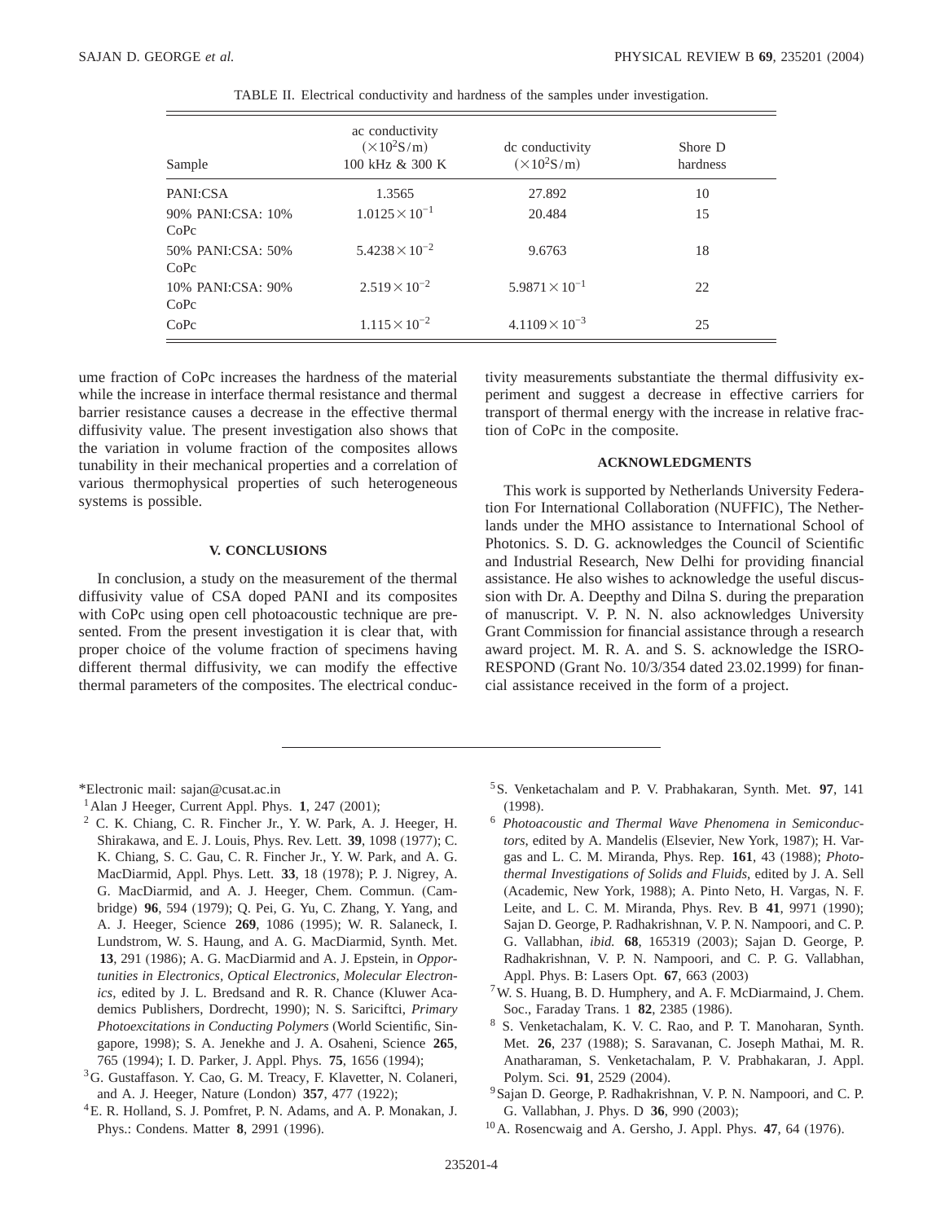TABLE II. Electrical conductivity and hardness of the samples under investigation.

| Sample | ac conductivity ($\times 10^2$S/m) 100 kHz & 300 K | dc conductivity ($\times 10^2$S/m) | Shore D hardness |
|---|---|---|---|
| PANI:CSA | 1.3565 | 27.892 | 10 |
| 90% PANI:CSA: 10% CoPc | $1.0125\times 10^{-1}$ | 20.484 | 15 |
| 50% PANI:CSA: 50% CoPc | $5.4238\times 10^{-2}$ | 9.6763 | 18 |
| 10% PANI:CSA: 90% CoPc | $2.519\times 10^{-2}$ | $5.9871\times 10^{-1}$ | 22 |
| CoPc | $1.115\times 10^{-2}$ | $4.1109\times 10^{-3}$ | 25 |

ume fraction of CoPc increases the hardness of the material while the increase in interface thermal resistance and thermal barrier resistance causes a decrease in the effective thermal diffusivity value. The present investigation also shows that the variation in volume fraction of the composites allows tunability in their mechanical properties and a correlation of various thermophysical properties of such heterogeneous systems is possible.

## V. CONCLUSIONS

In conclusion, a study on the measurement of the thermal diffusivity value of CSA doped PANI and its composites with CoPc using open cell photoacoustic technique are presented. From the present investigation it is clear that, with proper choice of the volume fraction of specimens having different thermal diffusivity, we can modify the effective thermal parameters of the composites. The electrical conductivity measurements substantiate the thermal diffusivity experiment and suggest a decrease in effective carriers for transport of thermal energy with the increase in relative fraction of CoPc in the composite.

## ACKNOWLEDGMENTS

This work is supported by Netherlands University Federation For International Collaboration (NUFFIC), The Netherlands under the MHO assistance to International School of Photonics. S. D. G. acknowledges the Council of Scientific and Industrial Research, New Delhi for providing financial assistance. He also wishes to acknowledge the useful discussion with Dr. A. Deepthy and Dilna S. during the preparation of manuscript. V. P. N. N. also acknowledges University Grant Commission for financial assistance through a research award project. M. R. A. and S. S. acknowledge the ISRO-RESPOND (Grant No. 10/3/354 dated 23.02.1999) for financial assistance received in the form of a project.

---

*Electronic mail: sajan@cusat.ac.in

[1] Alan J Heeger, Current Appl. Phys. **1**, 247 (2001);

[2] C. K. Chiang, C. R. Fincher Jr., Y. W. Park, A. J. Heeger, H. Shirakawa, and E. J. Louis, Phys. Rev. Lett. **39**, 1098 (1977); C. K. Chiang, S. C. Gau, C. R. Fincher Jr., Y. W. Park, and A. G. MacDiarmid, Appl. Phys. Lett. **33**, 18 (1978); P. J. Nigrey, A. G. MacDiarmid, and A. J. Heeger, Chem. Commun. (Cambridge) **96**, 594 (1979); Q. Pei, G. Yu, C. Zhang, Y. Yang, and A. J. Heeger, Science **269**, 1086 (1995); W. R. Salaneck, I. Lundstrom, W. S. Haung, and A. G. MacDiarmid, Synth. Met. **13**, 291 (1986); A. G. MacDiarmid and A. J. Epstein, in *Opportunities in Electronics, Optical Electronics, Molecular Electronics*, edited by J. L. Bredsand and R. R. Chance (Kluwer Academics Publishers, Dordrecht, 1990); N. S. Sariciftci, *Primary Photoexcitations in Conducting Polymers* (World Scientific, Singapore, 1998); S. A. Jenekhe and J. A. Osaheni, Science **265**, 765 (1994); I. D. Parker, J. Appl. Phys. **75**, 1656 (1994);

[3] G. Gustaffason. Y. Cao, G. M. Treacy, F. Klavetter, N. Colaneri, and A. J. Heeger, Nature (London) **357**, 477 (1922);

[4] E. R. Holland, S. J. Pomfret, P. N. Adams, and A. P. Monakan, J. Phys.: Condens. Matter **8**, 2991 (1996).

[5] S. Venketachalam and P. V. Prabhakaran, Synth. Met. **97**, 141 (1998).

[6] *Photoacoustic and Thermal Wave Phenomena in Semiconductors*, edited by A. Mandelis (Elsevier, New York, 1987); H. Vargas and L. C. M. Miranda, Phys. Rep. **161**, 43 (1988); *Photothermal Investigations of Solids and Fluids*, edited by J. A. Sell (Academic, New York, 1988); A. Pinto Neto, H. Vargas, N. F. Leite, and L. C. M. Miranda, Phys. Rev. B **41**, 9971 (1990); Sajan D. George, P. Radhakrishnan, V. P. N. Nampoori, and C. P. G. Vallabhan, *ibid.* **68**, 165319 (2003); Sajan D. George, P. Radhakrishnan, V. P. N. Nampoori, and C. P. G. Vallabhan, Appl. Phys. B: Lasers Opt. **67**, 663 (2003)

[7] W. S. Huang, B. D. Humphery, and A. F. McDiarmaind, J. Chem. Soc., Faraday Trans. 1 **82**, 2385 (1986).

[8] S. Venketachalam, K. V. C. Rao, and P. T. Manoharan, Synth. Met. **26**, 237 (1988); S. Saravanan, C. Joseph Mathai, M. R. Anatharaman, S. Venketachalam, P. V. Prabhakaran, J. Appl. Polym. Sci. **91**, 2529 (2004).

[9] Sajan D. George, P. Radhakrishnan, V. P. N. Nampoori, and C. P. G. Vallabhan, J. Phys. D **36**, 990 (2003);

[10] A. Rosencwaig and A. Gersho, J. Appl. Phys. **47**, 64 (1976).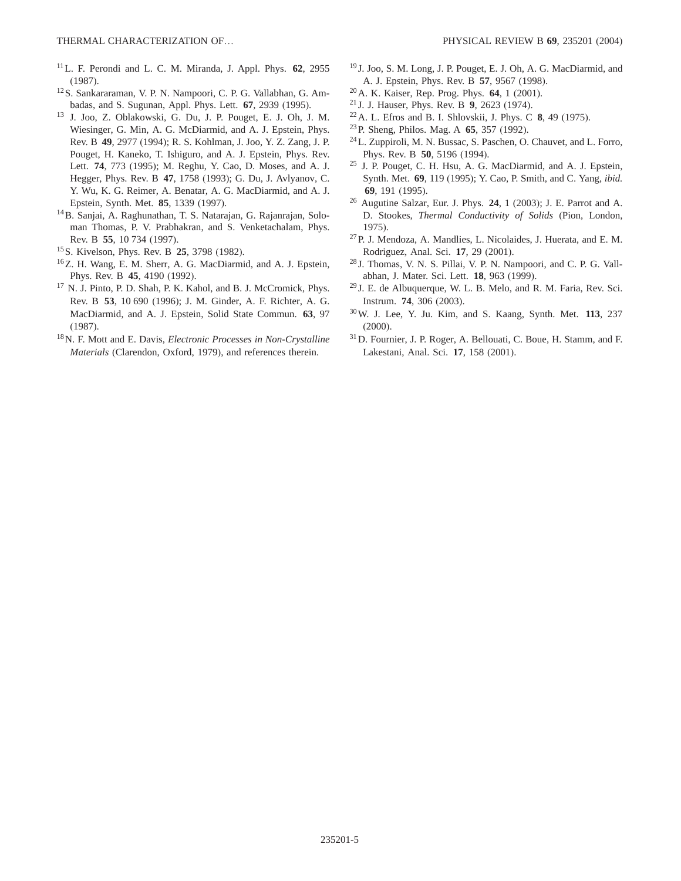[11] L. F. Perondi and L. C. M. Miranda, J. Appl. Phys. **62**, 2955 (1987).

[12] S. Sankararaman, V. P. N. Nampoori, C. P. G. Vallabhan, G. Ambadas, and S. Sugunan, Appl. Phys. Lett. **67**, 2939 (1995).

[13] J. Joo, Z. Oblakowski, G. Du, J. P. Pouget, E. J. Oh, J. M. Wiesinger, G. Min, A. G. McDiarmid, and A. J. Epstein, Phys. Rev. B **49**, 2977 (1994); R. S. Kohlman, J. Joo, Y. Z. Zang, J. P. Pouget, H. Kaneko, T. Ishiguro, and A. J. Epstein, Phys. Rev. Lett. **74**, 773 (1995); M. Reghu, Y. Cao, D. Moses, and A. J. Hegger, Phys. Rev. B **47**, 1758 (1993); G. Du, J. Avlyanov, C. Y. Wu, K. G. Reimer, A. Benatar, A. G. MacDiarmid, and A. J. Epstein, Synth. Met. **85**, 1339 (1997).

[14] B. Sanjai, A. Raghunathan, T. S. Natarajan, G. Rajanrajan, Soloman Thomas, P. V. Prabhakran, and S. Venketachalam, Phys. Rev. B **55**, 10 734 (1997).

[15] S. Kivelson, Phys. Rev. B **25**, 3798 (1982).

[16] Z. H. Wang, E. M. Sherr, A. G. MacDiarmid, and A. J. Epstein, Phys. Rev. B **45**, 4190 (1992).

[17] N. J. Pinto, P. D. Shah, P. K. Kahol, and B. J. McCromick, Phys. Rev. B **53**, 10 690 (1996); J. M. Ginder, A. F. Richter, A. G. MacDiarmid, and A. J. Epstein, Solid State Commun. **63**, 97 (1987).

[18] N. F. Mott and E. Davis, *Electronic Processes in Non-Crystalline Materials* (Clarendon, Oxford, 1979), and references therein.

[19] J. Joo, S. M. Long, J. P. Pouget, E. J. Oh, A. G. MacDiarmid, and A. J. Epstein, Phys. Rev. B **57**, 9567 (1998).

[20] A. K. Kaiser, Rep. Prog. Phys. **64**, 1 (2001).

[21] J. J. Hauser, Phys. Rev. B **9**, 2623 (1974).

[22] A. L. Efros and B. I. Shlovskii, J. Phys. C **8**, 49 (1975).

[23] P. Sheng, Philos. Mag. A **65**, 357 (1992).

[24] L. Zuppiroli, M. N. Bussac, S. Paschen, O. Chauvet, and L. Forro, Phys. Rev. B **50**, 5196 (1994).

[25] J. P. Pouget, C. H. Hsu, A. G. MacDiarmid, and A. J. Epstein, Synth. Met. **69**, 119 (1995); Y. Cao, P. Smith, and C. Yang, *ibid.* **69**, 191 (1995).

[26] Augutine Salzar, Eur. J. Phys. **24**, 1 (2003); J. E. Parrot and A. D. Stookes, *Thermal Conductivity of Solids* (Pion, London, 1975).

[27] P. J. Mendoza, A. Mandlies, L. Nicolaides, J. Huerata, and E. M. Rodriguez, Anal. Sci. **17**, 29 (2001).

[28] J. Thomas, V. N. S. Pillai, V. P. N. Nampoori, and C. P. G. Vallabhan, J. Mater. Sci. Lett. **18**, 963 (1999).

[29] J. E. de Albuquerque, W. L. B. Melo, and R. M. Faria, Rev. Sci. Instrum. **74**, 306 (2003).

[30] W. J. Lee, Y. Ju. Kim, and S. Kaang, Synth. Met. **113**, 237 (2000).

[31] D. Fournier, J. P. Roger, A. Bellouati, C. Boue, H. Stamm, and F. Lakestani, Anal. Sci. **17**, 158 (2001).